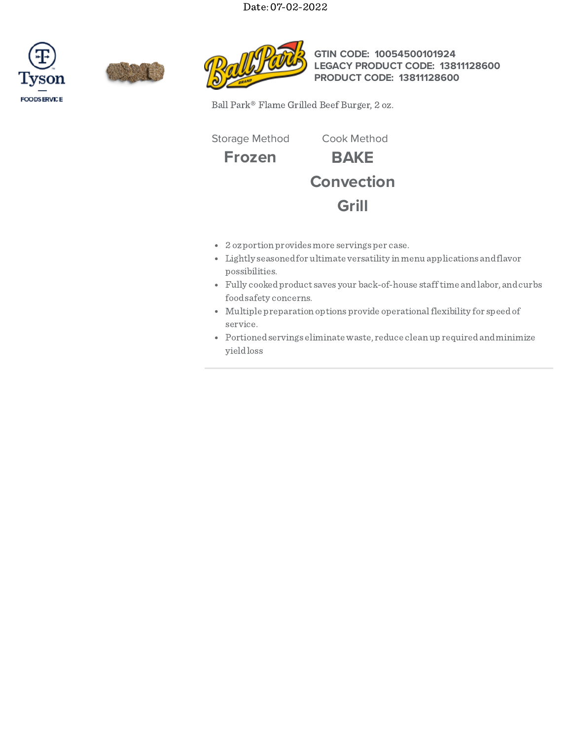Date: 07-02-2022

Tyson FOODSERVICE

**GTIN CODE: 10054500101924**
**LEGACY PRODUCT CODE: 13811128600**
**PRODUCT CODE: 13811128600**

Ball Park® Flame Grilled Beef Burger, 2 oz.

| Storage Method | Cook Method |
| --- | --- |
| **Frozen** | **BAKE** |
| | **Convection** |
| | **Grill** |

- 2 oz portion provides more servings per case.
- Lightly seasoned for ultimate versatility in menu applications and flavor possibilities.
- Fully cooked product saves your back-of-house staff time and labor, and curbs food safety concerns.
- Multiple preparation options provide operational flexibility for speed of service.
- Portioned servings eliminate waste, reduce clean up required and minimize yield loss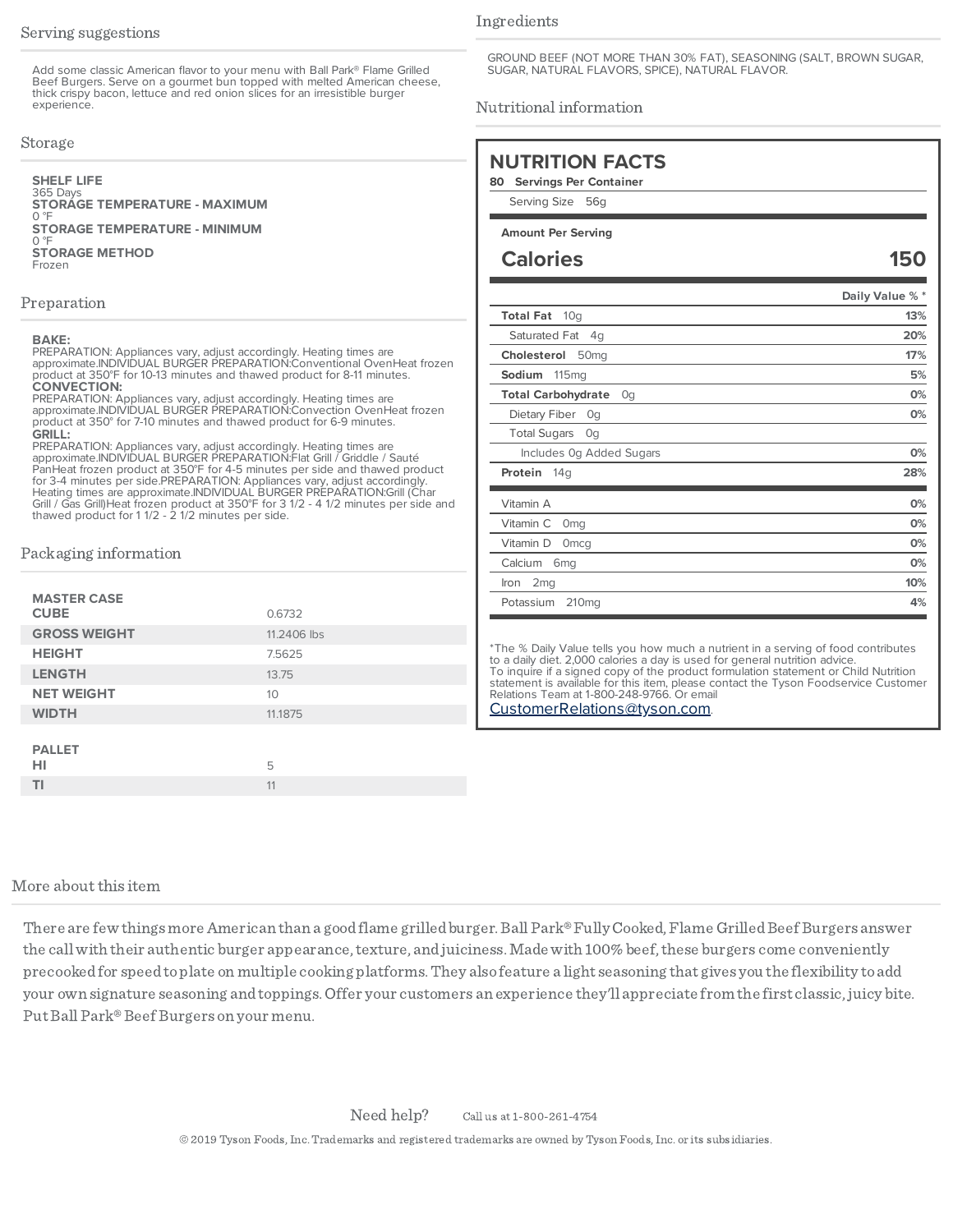## Serving suggestions

Add some classic American flavor to your menu with Ball Park® Flame Grilled Beef Burgers. Serve on a gourmet bun topped with melted American cheese, thick crispy bacon, lettuce and red onion slices for an irresistible burger experience.

## Storage

**SHELF LIFE**
365 Days
**STORAGE TEMPERATURE - MAXIMUM**
0 °F
**STORAGE TEMPERATURE - MINIMUM**
0 °F
**STORAGE METHOD**
Frozen

## Preparation

**BAKE:**
PREPARATION: Appliances vary, adjust accordingly. Heating times are approximate.INDIVIDUAL BURGER PREPARATION:Conventional OvenHeat frozen product at 350°F for 10-13 minutes and thawed product for 8-11 minutes.
**CONVECTION:**
PREPARATION: Appliances vary, adjust accordingly. Heating times are approximate.INDIVIDUAL BURGER PREPARATION:Convection OvenHeat frozen product at 350° for 7-10 minutes and thawed product for 6-9 minutes.
**GRILL:**
PREPARATION: Appliances vary, adjust accordingly. Heating times are approximate.INDIVIDUAL BURGER PREPARATION:Flat Grill / Griddle / Sauté PanHeat frozen product at 350°F for 4-5 minutes per side and thawed product for 3-4 minutes per side.PREPARATION: Appliances vary, adjust accordingly. Heating times are approximate.INDIVIDUAL BURGER PREPARATION:Grill (Char Grill / Gas Grill)Heat frozen product at 350°F for 3 1/2 - 4 1/2 minutes per side and thawed product for 1 1/2 - 2 1/2 minutes per side.

## Packaging information

| MASTER CASE | |
|---|---|
| CUBE | 0.6732 |
| GROSS WEIGHT | 11.2406 lbs |
| HEIGHT | 7.5625 |
| LENGTH | 13.75 |
| NET WEIGHT | 10 |
| WIDTH | 11.1875 |

| PALLET | |
|---|---|
| HI | 5 |
| TI | 11 |

## Ingredients

GROUND BEEF (NOT MORE THAN 30% FAT), SEASONING (SALT, BROWN SUGAR, SUGAR, NATURAL FLAVORS, SPICE), NATURAL FLAVOR.

## Nutritional information

### NUTRITION FACTS

**80 Servings Per Container**
Serving Size 56g

**Amount Per Serving**
**Calories 150**

| | Daily Value % * |
|---|---|
| **Total Fat** 10g | **13%** |
| Saturated Fat 4g | **20%** |
| **Cholesterol** 50mg | **17%** |
| **Sodium** 115mg | **5%** |
| **Total Carbohydrate** 0g | **0%** |
| Dietary Fiber 0g | **0%** |
| Total Sugars 0g | |
| Includes 0g Added Sugars | **0%** |
| **Protein** 14g | **28%** |
| Vitamin A | **0%** |
| Vitamin C 0mg | **0%** |
| Vitamin D 0mcg | **0%** |
| Calcium 6mg | **0%** |
| Iron 2mg | **10%** |
| Potassium 210mg | **4%** |

*The % Daily Value tells you how much a nutrient in a serving of food contributes to a daily diet. 2,000 calories a day is used for general nutrition advice.
To inquire if a signed copy of the product formulation statement or Child Nutrition statement is available for this item, please contact the Tyson Foodservice Customer Relations Team at 1-800-248-9766. Or email CustomerRelations@tyson.com.

## More about this item

There are few things more American than a good flame grilled burger. Ball Park® Fully Cooked, Flame Grilled Beef Burgers answer the call with their authentic burger appearance, texture, and juiciness. Made with 100% beef, these burgers come conveniently precooked for speed to plate on multiple cooking platforms. They also feature a light seasoning that gives you the flexibility to add your own signature seasoning and toppings. Offer your customers an experience they'll appreciate from the first classic, juicy bite. Put Ball Park® Beef Burgers on your menu.

Need help? Call us at 1-800-261-4754

© 2019 Tyson Foods, Inc. Trademarks and registered trademarks are owned by Tyson Foods, Inc. or its subsidiaries.